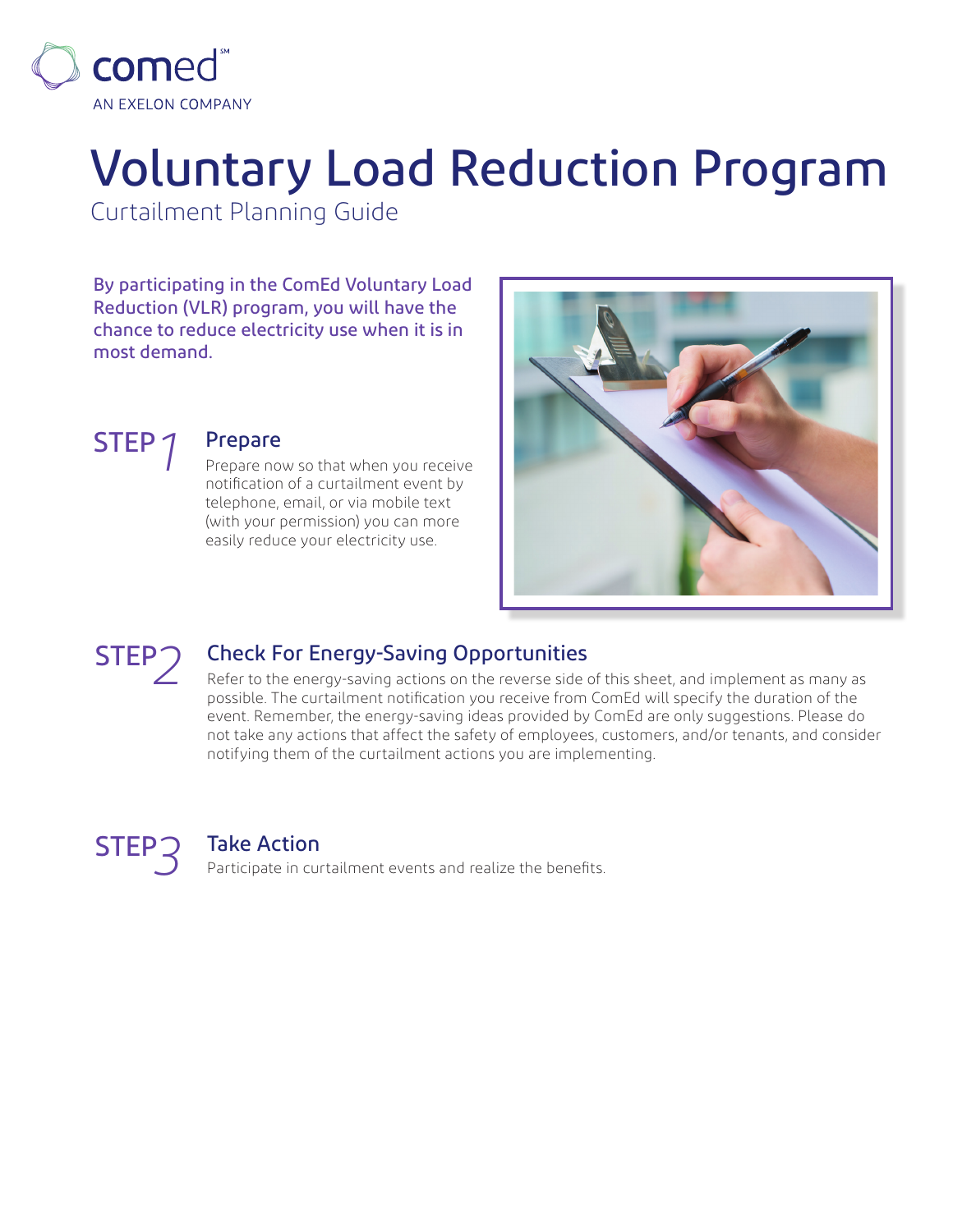comed[SM]

AN EXELON COMPANY

# Voluntary Load Reduction Program

## Curtailment Planning Guide

By participating in the ComEd Voluntary Load Reduction (VLR) program, you will have the chance to reduce electricity use when it is in most demand.

### STEP 1 Prepare

Prepare now so that when you receive notification of a curtailment event by telephone, email, or via mobile text (with your permission) you can more easily reduce your electricity use.

### STEP 2 Check For Energy-Saving Opportunities

Refer to the energy-saving actions on the reverse side of this sheet, and implement as many as possible. The curtailment notification you receive from ComEd will specify the duration of the event. Remember, the energy-saving ideas provided by ComEd are only suggestions. Please do not take any actions that affect the safety of employees, customers, and/or tenants, and consider notifying them of the curtailment actions you are implementing.

### STEP 3 Take Action

Participate in curtailment events and realize the benefits.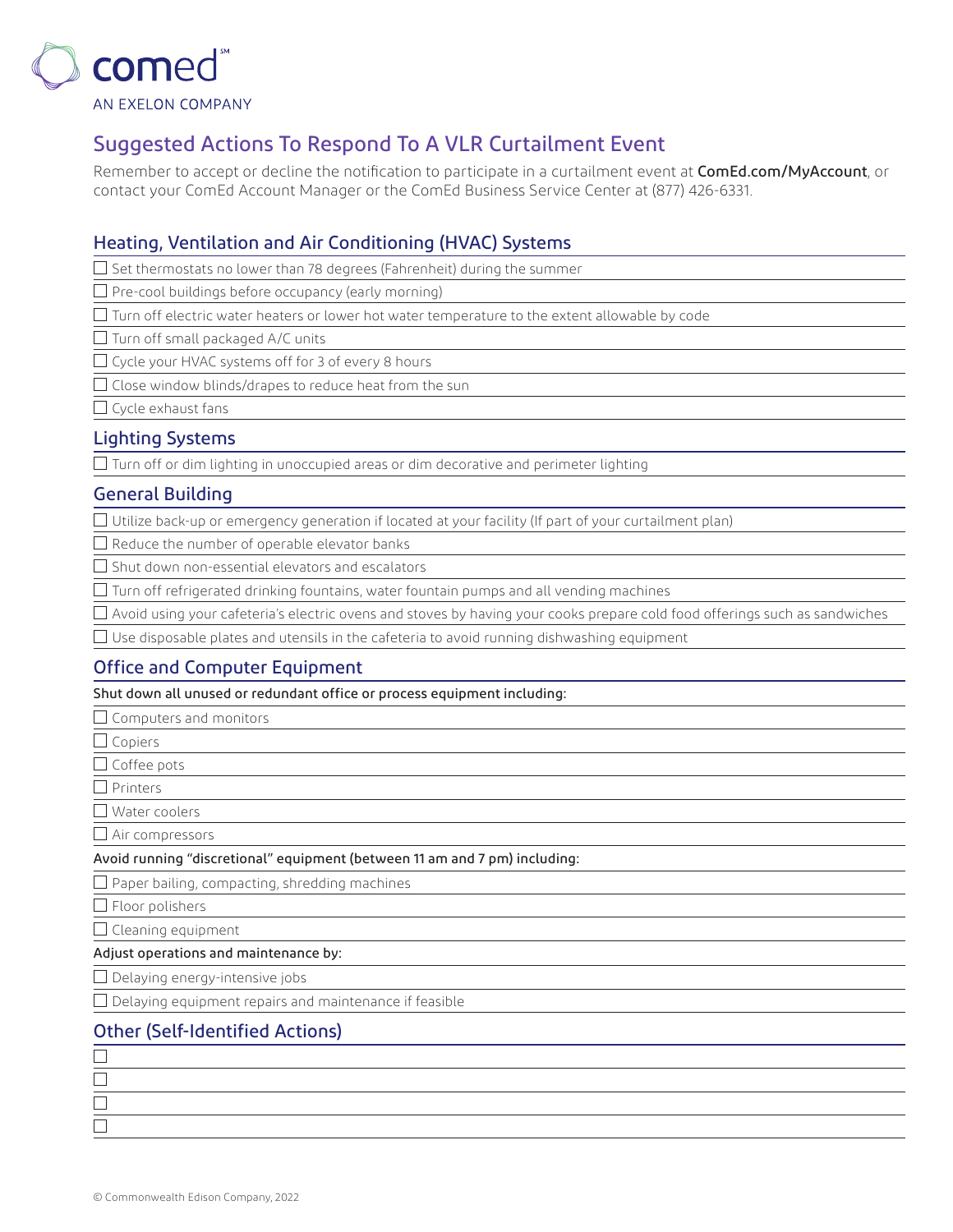comed[SM]

AN EXELON COMPANY

# Suggested Actions To Respond To A VLR Curtailment Event

Remember to accept or decline the notification to participate in a curtailment event at **ComEd.com/MyAccount**, or contact your ComEd Account Manager or the ComEd Business Service Center at (877) 426-6331.

## Heating, Ventilation and Air Conditioning (HVAC) Systems

- ☐ Set thermostats no lower than 78 degrees (Fahrenheit) during the summer
- ☐ Pre-cool buildings before occupancy (early morning)
- ☐ Turn off electric water heaters or lower hot water temperature to the extent allowable by code
- ☐ Turn off small packaged A/C units
- ☐ Cycle your HVAC systems off for 3 of every 8 hours
- ☐ Close window blinds/drapes to reduce heat from the sun
- ☐ Cycle exhaust fans

## Lighting Systems

- ☐ Turn off or dim lighting in unoccupied areas or dim decorative and perimeter lighting

## General Building

- ☐ Utilize back-up or emergency generation if located at your facility (If part of your curtailment plan)
- ☐ Reduce the number of operable elevator banks
- ☐ Shut down non-essential elevators and escalators
- ☐ Turn off refrigerated drinking fountains, water fountain pumps and all vending machines
- ☐ Avoid using your cafeteria's electric ovens and stoves by having your cooks prepare cold food offerings such as sandwiches
- ☐ Use disposable plates and utensils in the cafeteria to avoid running dishwashing equipment

## Office and Computer Equipment

**Shut down all unused or redundant office or process equipment including:**

- ☐ Computers and monitors
- ☐ Copiers
- ☐ Coffee pots
- ☐ Printers
- ☐ Water coolers
- ☐ Air compressors

**Avoid running "discretional" equipment (between 11 am and 7 pm) including:**

- ☐ Paper bailing, compacting, shredding machines
- ☐ Floor polishers
- ☐ Cleaning equipment

**Adjust operations and maintenance by:**

- ☐ Delaying energy-intensive jobs
- ☐ Delaying equipment repairs and maintenance if feasible

## Other (Self-Identified Actions)

- ☐
- ☐
- ☐
- ☐

© Commonwealth Edison Company, 2022